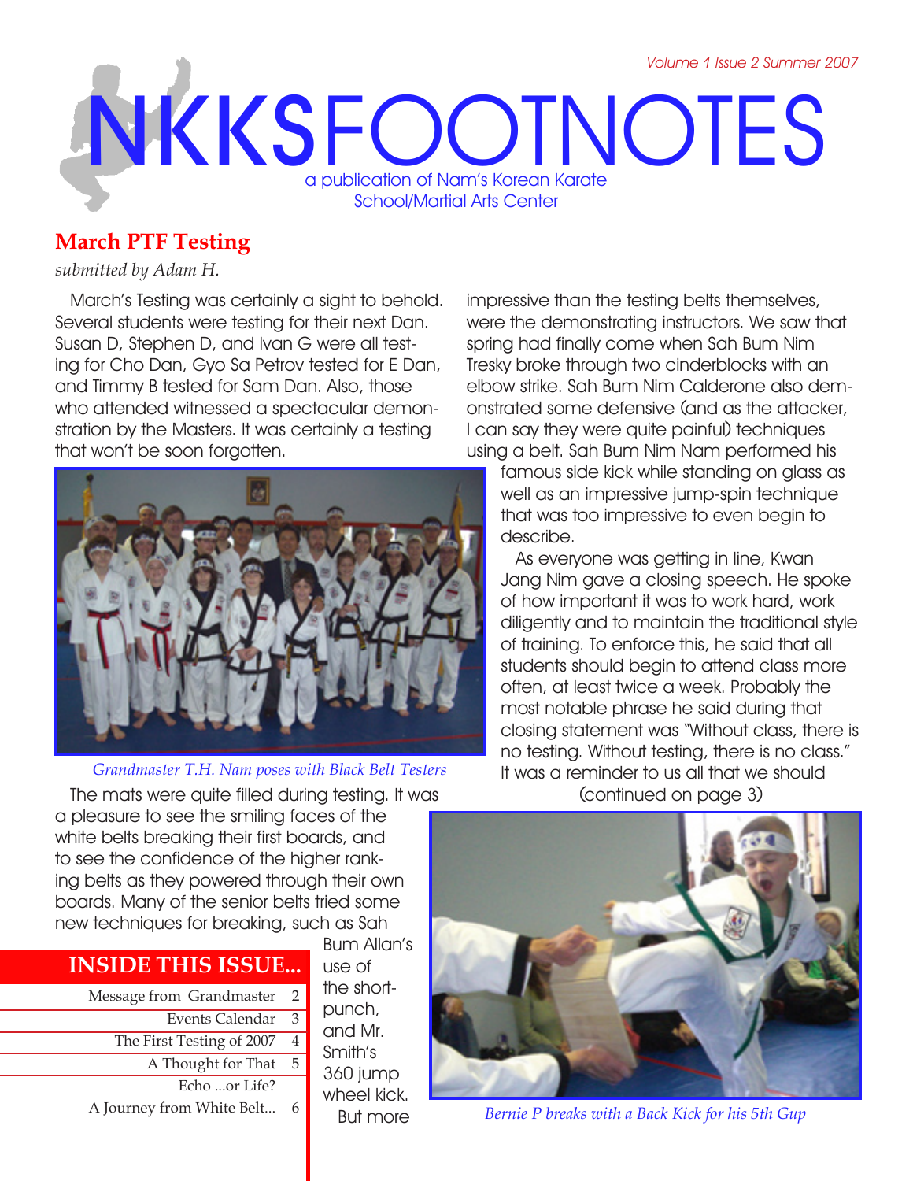# NKKSFOOTNOTES

a publication of Nam's Korean Karate School/Martial Arts Center

## March PTF Testing

*submitted by Adam H.*

March's Testing was certainly a sight to behold. Several students were testing for their next Dan. Susan D, Stephen D, and Ivan G were all testing for Cho Dan, Gyo Sa Petrov tested for E Dan, and Timmy B tested for Sam Dan. Also, those who attended witnessed a spectacular demonstration by the Masters. It was certainly a testing that won't be soon forgotten.

*Grandmaster T.H. Nam poses with Black Belt Testers*

The mats were quite filled during testing. It was a pleasure to see the smiling faces of the white belts breaking their first boards, and to see the confidence of the higher ranking belts as they powered through their own boards. Many of the senior belts tried some new techniques for breaking, such as Sah Bum Allan's use of the short-punch, and Mr. Smith's 360 jump wheel kick. But more impressive than the testing belts themselves, were the demonstrating instructors. We saw that spring had finally come when Sah Bum Nim Tresky broke through two cinderblocks with an elbow strike. Sah Bum Nim Calderone also demonstrated some defensive (and as the attacker, I can say they were quite painful) techniques using a belt. Sah Bum Nim Nam performed his famous side kick while standing on glass as well as an impressive jump-spin technique that was too impressive to even begin to describe.

As everyone was getting in line, Kwan Jang Nim gave a closing speech. He spoke of how important it was to work hard, work diligently and to maintain the traditional style of training. To enforce this, he said that all students should begin to attend class more often, at least twice a week. Probably the most notable phrase he said during that closing statement was "Without class, there is no testing. Without testing, there is no class." It was a reminder to us all that we should

(continued on page 3)

*Bernie P breaks with a Back Kick for his 5th Gup*

## INSIDE THIS ISSUE...

| | |
|---|---|
| Message from Grandmaster | 2 |
| Events Calendar | 3 |
| The First Testing of 2007 | 4 |
| A Thought for That Echo ...or Life? | 5 |
| A Journey from White Belt... | 6 |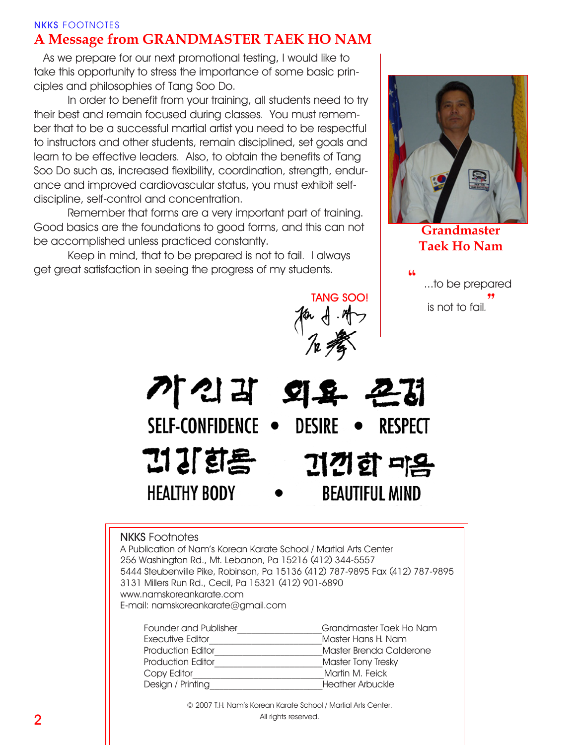NKKS FOOTNOTES

## A Message from GRANDMASTER TAEK HO NAM

As we prepare for our next promotional testing, I would like to take this opportunity to stress the importance of some basic principles and philosophies of Tang Soo Do.

In order to benefit from your training, all students need to try their best and remain focused during classes. You must remember that to be a successful martial artist you need to be respectful to instructors and other students, remain disciplined, set goals and learn to be effective leaders. Also, to obtain the benefits of Tang Soo Do such as, increased flexibility, coordination, strength, endurance and improved cardiovascular status, you must exhibit self-discipline, self-control and concentration.

Remember that forms are a very important part of training. Good basics are the foundations to good forms, and this can not be accomplished unless practiced constantly.

Keep in mind, that to be prepared is not to fail. I always get great satisfaction in seeing the progress of my students.

TANG SOO!

**Grandmaster Taek Ho Nam**

"...to be prepared is not to fail."

자신감 의욕 존경

SELF-CONFIDENCE • DESIRE • RESPECT

건강한몸 건전한 마음

HEALTHY BODY • BEAUTIFUL MIND

NKKS Footnotes
A Publication of Nam's Korean Karate School / Martial Arts Center
256 Washington Rd., Mt. Lebanon, Pa 15216 (412) 344-5557
5444 Steubenville Pike, Robinson, Pa 15136 (412) 787-9895 Fax (412) 787-9895
3131 Millers Run Rd., Cecil, Pa 15321 (412) 901-6890
www.namskoreankarate.com
E-mail: namskoreankarate@gmail.com

| | |
|---|---|
| Founder and Publisher | Grandmaster Taek Ho Nam |
| Executive Editor | Master Hans H. Nam |
| Production Editor | Master Brenda Calderone |
| Production Editor | Master Tony Tresky |
| Copy Editor | Martin M. Feick |
| Design / Printing | Heather Arbuckle |

© 2007 T.H. Nam's Korean Karate School / Martial Arts Center.
All rights reserved.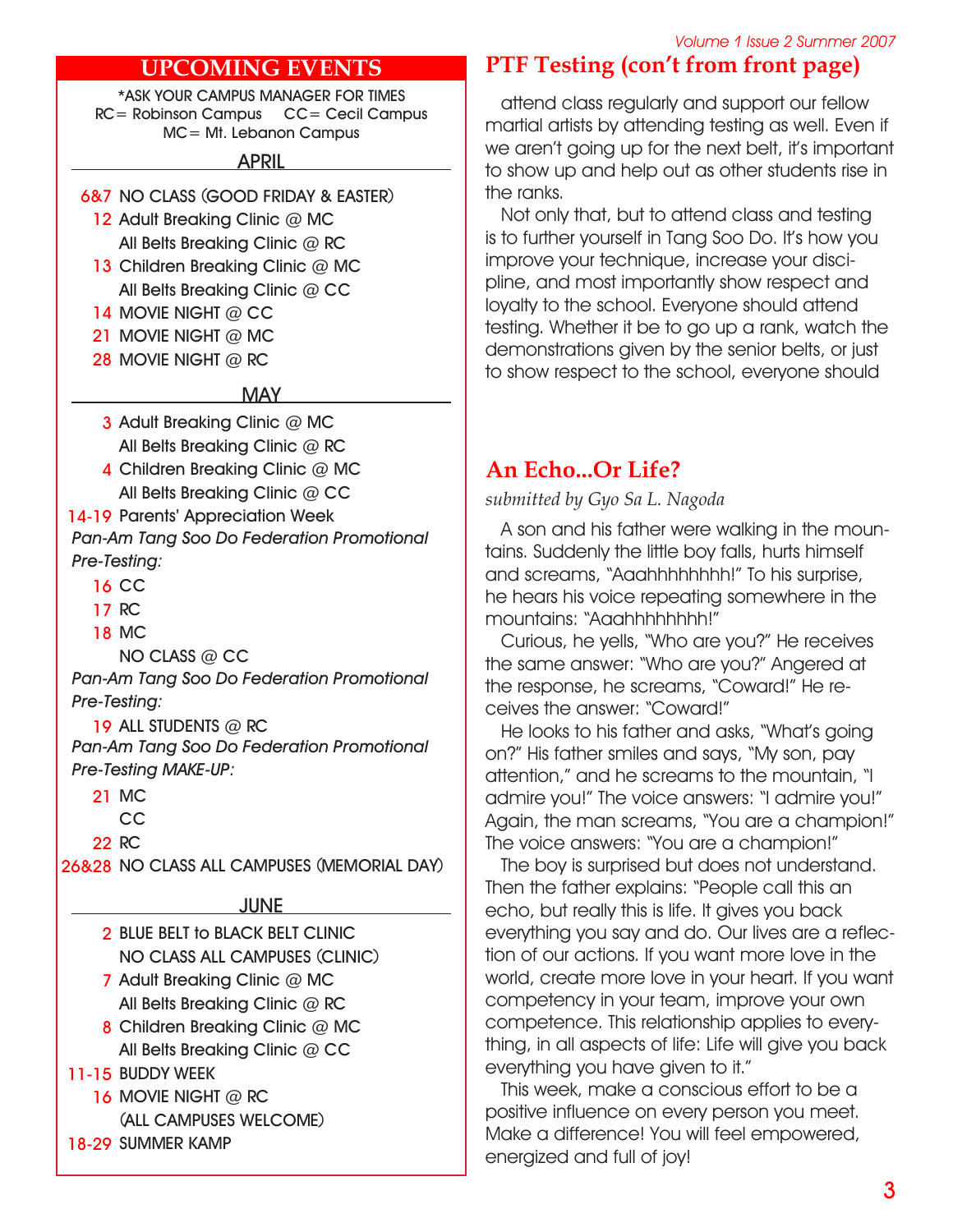## UPCOMING EVENTS

*ASK YOUR CAMPUS MANAGER FOR TIMES
RC= Robinson Campus CC= Cecil Campus
MC= Mt. Lebanon Campus

### APRIL

- 6&7 NO CLASS (GOOD FRIDAY & EASTER)
- 12 Adult Breaking Clinic @ MC
  All Belts Breaking Clinic @ RC
- 13 Children Breaking Clinic @ MC
  All Belts Breaking Clinic @ CC
- 14 MOVIE NIGHT @ CC
- 21 MOVIE NIGHT @ MC
- 28 MOVIE NIGHT @ RC

### MAY

- 3 Adult Breaking Clinic @ MC
  All Belts Breaking Clinic @ RC
- 4 Children Breaking Clinic @ MC
  All Belts Breaking Clinic @ CC
- 14-19 Parents' Appreciation Week

*Pan-Am Tang Soo Do Federation Promotional Pre-Testing:*

- 16 CC
- 17 RC
- 18 MC
  NO CLASS @ CC

*Pan-Am Tang Soo Do Federation Promotional Pre-Testing:*

- 19 ALL STUDENTS @ RC

*Pan-Am Tang Soo Do Federation Promotional Pre-Testing MAKE-UP:*

- 21 MC
  CC
- 22 RC
- 26&28 NO CLASS ALL CAMPUSES (MEMORIAL DAY)

### JUNE

- 2 BLUE BELT to BLACK BELT CLINIC
  NO CLASS ALL CAMPUSES (CLINIC)
- 7 Adult Breaking Clinic @ MC
  All Belts Breaking Clinic @ RC
- 8 Children Breaking Clinic @ MC
  All Belts Breaking Clinic @ CC
- 11-15 BUDDY WEEK
- 16 MOVIE NIGHT @ RC
  (ALL CAMPUSES WELCOME)
- 18-29 SUMMER KAMP

## PTF Testing (con't from front page)

attend class regularly and support our fellow martial artists by attending testing as well. Even if we aren't going up for the next belt, it's important to show up and help out as other students rise in the ranks.

Not only that, but to attend class and testing is to further yourself in Tang Soo Do. It's how you improve your technique, increase your discipline, and most importantly show respect and loyalty to the school. Everyone should attend testing. Whether it be to go up a rank, watch the demonstrations given by the senior belts, or just to show respect to the school, everyone should

## An Echo...Or Life?

*submitted by Gyo Sa L. Nagoda*

A son and his father were walking in the mountains. Suddenly the little boy falls, hurts himself and screams, "Aaahhhhhhhh!" To his surprise, he hears his voice repeating somewhere in the mountains: "Aaahhhhhhhh!"

Curious, he yells, "Who are you?" He receives the same answer: "Who are you?" Angered at the response, he screams, "Coward!" He receives the answer: "Coward!"

He looks to his father and asks, "What's going on?" His father smiles and says, "My son, pay attention," and he screams to the mountain, "I admire you!" The voice answers: "I admire you!" Again, the man screams, "You are a champion!" The voice answers: "You are a champion!"

The boy is surprised but does not understand. Then the father explains: "People call this an echo, but really this is life. It gives you back everything you say and do. Our lives are a reflection of our actions. If you want more love in the world, create more love in your heart. If you want competency in your team, improve your own competence. This relationship applies to everything, in all aspects of life: Life will give you back everything you have given to it."

This week, make a conscious effort to be a positive influence on every person you meet. Make a difference! You will feel empowered, energized and full of joy!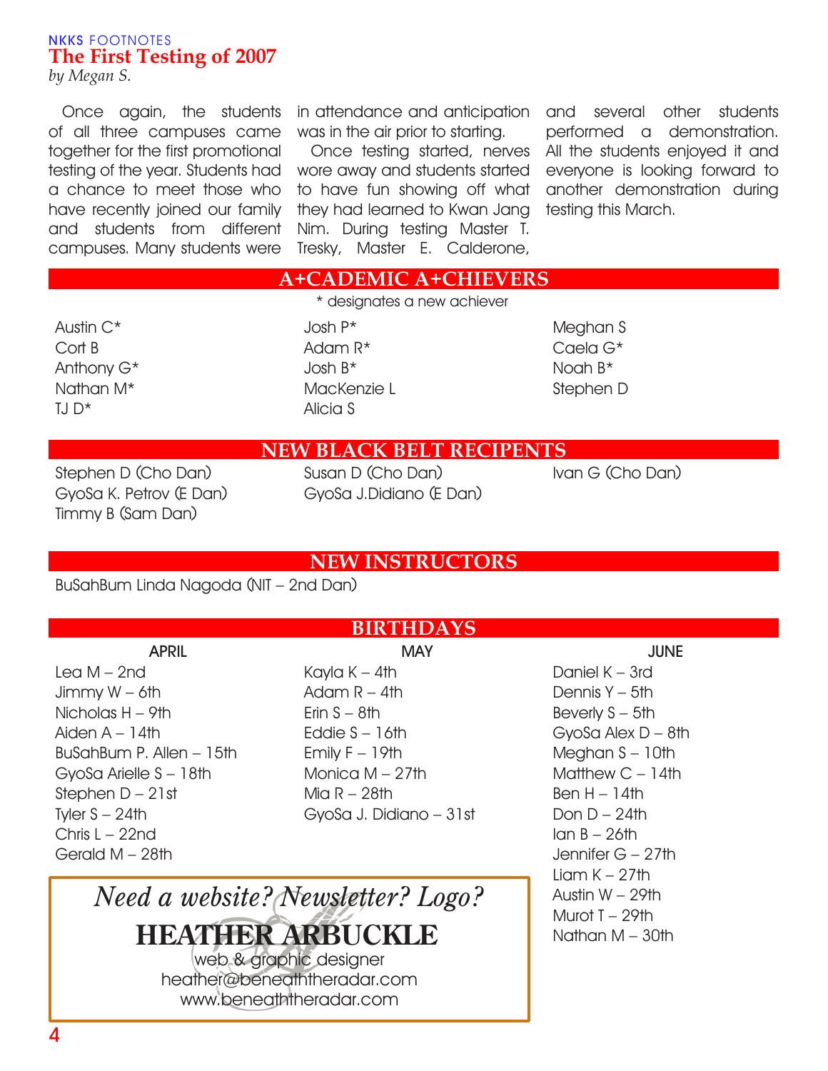NKKS FOOTNOTES

# The First Testing of 2007

*by Megan S.*

Once again, the students of all three campuses came together for the first promotional testing of the year. Students had a chance to meet those who have recently joined our family and students from different campuses. Many students were in attendance and anticipation was in the air prior to starting.

Once testing started, nerves wore away and students started to have fun showing off what they had learned to Kwan Jang Nim. During testing Master T. Tresky, Master E. Calderone, and several other students performed a demonstration. All the students enjoyed it and everyone is looking forward to another demonstration during testing this March.

## A+CADEMIC A+CHIEVERS

\* designates a new achiever

- Austin C*
- Cort B
- Anthony G*
- Nathan M*
- TJ D*
- Josh P*
- Adam R*
- Josh B*
- MacKenzie L
- Alicia S
- Meghan S
- Caela G*
- Noah B*
- Stephen D

## NEW BLACK BELT RECIPIENTS

- Stephen D (Cho Dan)
- GyoSa K. Petrov (E Dan)
- Timmy B (Sam Dan)
- Susan D (Cho Dan)
- GyoSa J.Didiano (E Dan)
- Ivan G (Cho Dan)

## NEW INSTRUCTORS

BuSahBum Linda Nagoda (NIT – 2nd Dan)

## BIRTHDAYS

**APRIL**

- Lea M – 2nd
- Jimmy W – 6th
- Nicholas H – 9th
- Aiden A – 14th
- BuSahBum P. Allen – 15th
- GyoSa Arielle S – 18th
- Stephen D – 21st
- Tyler S – 24th
- Chris L – 22nd
- Gerald M – 28th

**MAY**

- Kayla K – 4th
- Adam R – 4th
- Erin S – 8th
- Eddie S – 16th
- Emily F – 19th
- Monica M – 27th
- Mia R – 28th
- GyoSa J. Didiano – 31st

**JUNE**

- Daniel K – 3rd
- Dennis Y – 5th
- Beverly S – 5th
- GyoSa Alex D – 8th
- Meghan S – 10th
- Matthew C – 14th
- Ben H – 14th
- Don D – 24th
- Ian B – 26th
- Jennifer G – 27th
- Liam K – 27th
- Austin W – 29th
- Murot T – 29th
- Nathan M – 30th

*Need a website? Newsletter? Logo?*

**HEATHER ARBUCKLE**

web & graphic designer
heather@beneaththeradar.com
www.beneaththeradar.com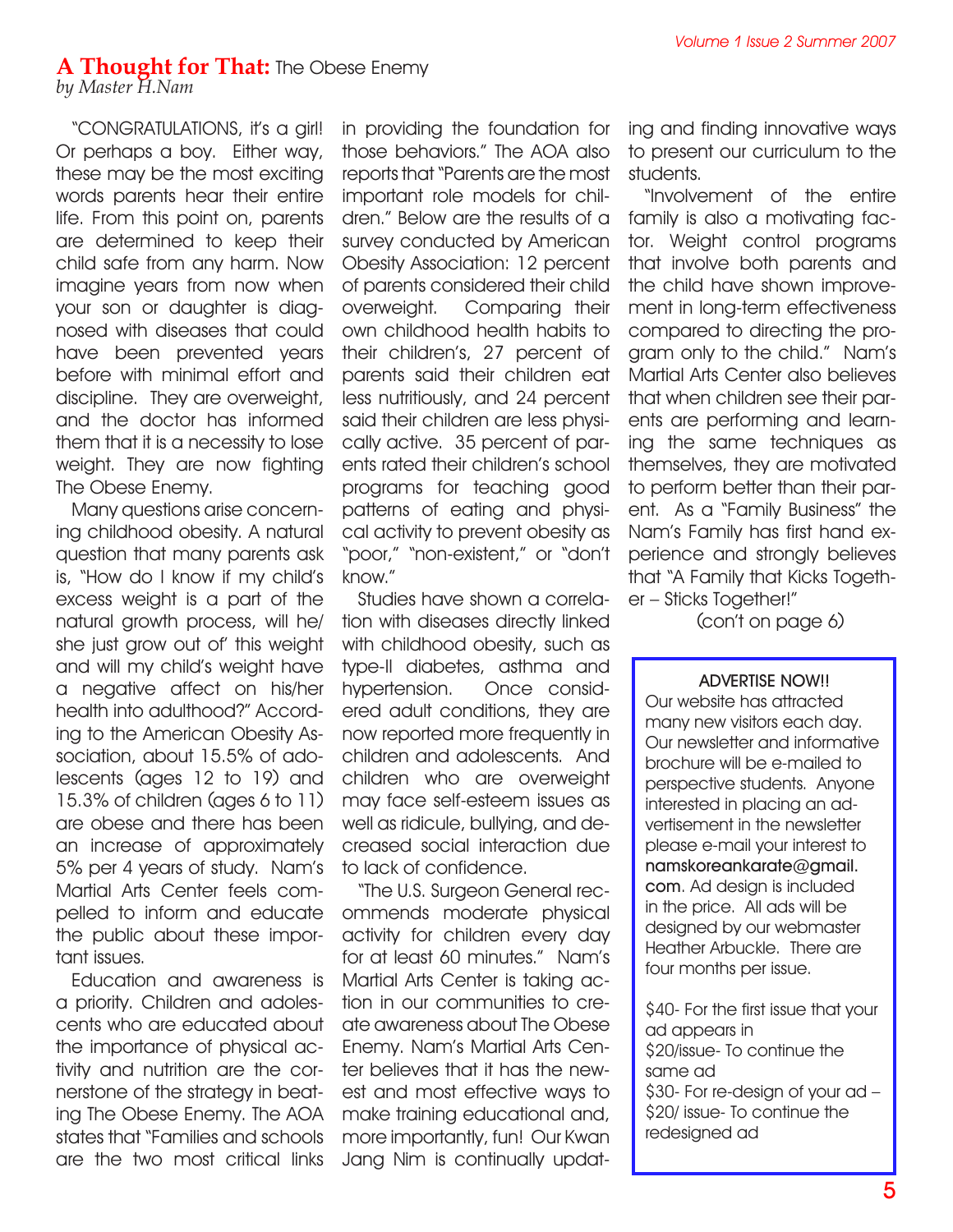## **A Thought for That:** The Obese Enemy
*by Master H.Nam*

"CONGRATULATIONS, it's a girl! Or perhaps a boy. Either way, these may be the most exciting words parents hear their entire life. From this point on, parents are determined to keep their child safe from any harm. Now imagine years from now when your son or daughter is diagnosed with diseases that could have been prevented years before with minimal effort and discipline. They are overweight, and the doctor has informed them that it is a necessity to lose weight. They are now fighting The Obese Enemy.

Many questions arise concerning childhood obesity. A natural question that many parents ask is, "How do I know if my child's excess weight is a part of the natural growth process, will he/she just grow out of' this weight and will my child's weight have a negative affect on his/her health into adulthood?" According to the American Obesity Association, about 15.5% of adolescents (ages 12 to 19) and 15.3% of children (ages 6 to 11) are obese and there has been an increase of approximately 5% per 4 years of study. Nam's Martial Arts Center feels compelled to inform and educate the public about these important issues.

Education and awareness is a priority. Children and adolescents who are educated about the importance of physical activity and nutrition are the cornerstone of the strategy in beating The Obese Enemy. The AOA states that "Families and schools are the two most critical links in providing the foundation for those behaviors." The AOA also reports that "Parents are the most important role models for children." Below are the results of a survey conducted by American Obesity Association: 12 percent of parents considered their child overweight. Comparing their own childhood health habits to their children's, 27 percent of parents said their children eat less nutritiously, and 24 percent said their children are less physically active. 35 percent of parents rated their children's school programs for teaching good patterns of eating and physical activity to prevent obesity as "poor," "non-existent," or "don't know."

Studies have shown a correlation with diseases directly linked with childhood obesity, such as type-II diabetes, asthma and hypertension. Once considered adult conditions, they are now reported more frequently in children and adolescents. And children who are overweight may face self-esteem issues as well as ridicule, bullying, and decreased social interaction due to lack of confidence.

"The U.S. Surgeon General recommends moderate physical activity for children every day for at least 60 minutes." Nam's Martial Arts Center is taking action in our communities to create awareness about The Obese Enemy. Nam's Martial Arts Center believes that it has the newest and most effective ways to make training educational and, more importantly, fun! Our Kwan Jang Nim is continually updating and finding innovative ways to present our curriculum to the students.

"Involvement of the entire family is also a motivating factor. Weight control programs that involve both parents and the child have shown improvement in long-term effectiveness compared to directing the program only to the child." Nam's Martial Arts Center also believes that when children see their parents are performing and learning the same techniques as themselves, they are motivated to perform better than their parent. As a "Family Business" the Nam's Family has first hand experience and strongly believes that "A Family that Kicks Together – Sticks Together!"

(con't on page 6)

---

**ADVERTISE NOW!!**

Our website has attracted many new visitors each day. Our newsletter and informative brochure will be e-mailed to perspective students. Anyone interested in placing an advertisement in the newsletter please e-mail your interest to **namskoreankarate@gmail.com**. Ad design is included in the price. All ads will be designed by our webmaster Heather Arbuckle. There are four months per issue.

$40- For the first issue that your ad appears in
$20/issue- To continue the same ad
$30- For re-design of your ad – $20/ issue- To continue the redesigned ad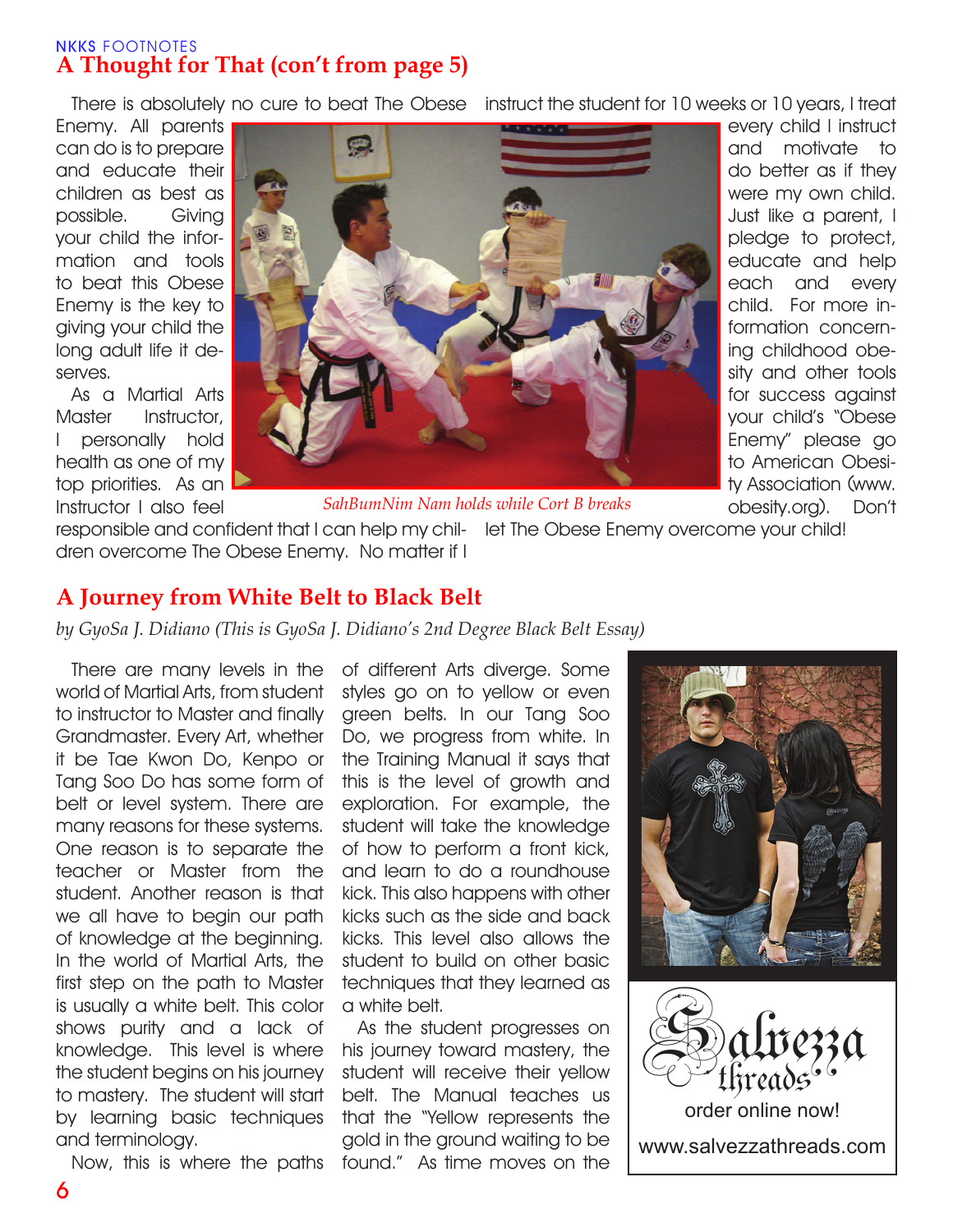NKKS FOOTNOTES

## A Thought for That (con't from page 5)

There is absolutely no cure to beat The Obese Enemy. All parents can do is to prepare and educate their children as best as possible. Giving your child the information and tools to beat this Obese Enemy is the key to giving your child the long adult life it deserves.

As a Martial Arts Master Instructor, I personally hold health as one of my top priorities. As an Instructor I also feel responsible and confident that I can help my children overcome The Obese Enemy. No matter if I instruct the student for 10 weeks or 10 years, I treat every child I instruct and motivate to do better as if they were my own child. Just like a parent, I pledge to protect, educate and help each and every child. For more information concerning childhood obesity and other tools for success against your child's "Obese Enemy" please go to American Obesity Association (www.obesity.org). Don't let The Obese Enemy overcome your child!

*SahBumNim Nam holds while Cort B breaks*

## A Journey from White Belt to Black Belt

*by GyoSa J. Didiano (This is GyoSa J. Didiano's 2nd Degree Black Belt Essay)*

There are many levels in the world of Martial Arts, from student to instructor to Master and finally Grandmaster. Every Art, whether it be Tae Kwon Do, Kenpo or Tang Soo Do has some form of belt or level system. There are many reasons for these systems. One reason is to separate the teacher or Master from the student. Another reason is that we all have to begin our path of knowledge at the beginning. In the world of Martial Arts, the first step on the path to Master is usually a white belt. This color shows purity and a lack of knowledge. This level is where the student begins on his journey to mastery. The student will start by learning basic techniques and terminology.

Now, this is where the paths of different Arts diverge. Some styles go on to yellow or even green belts. In our Tang Soo Do, we progress from white. In the Training Manual it says that this is the level of growth and exploration. For example, the student will take the knowledge of how to perform a front kick, and learn to do a roundhouse kick. This also happens with other kicks such as the side and back kicks. This level also allows the student to build on other basic techniques that they learned as a white belt.

As the student progresses on his journey toward mastery, the student will receive their yellow belt. The Manual teaches us that the "Yellow represents the gold in the ground waiting to be found." As time moves on the

Salvezza threads

order online now!

www.salvezzathreads.com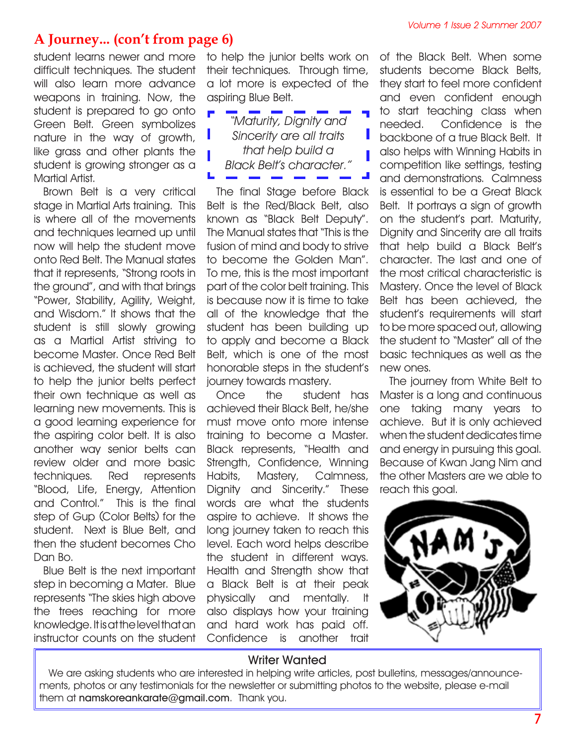## A Journey... (con't from page 6)

student learns newer and more difficult techniques. The student will also learn more advance weapons in training. Now, the student is prepared to go onto Green Belt. Green symbolizes nature in the way of growth, like grass and other plants the student is growing stronger as a Martial Artist.

Brown Belt is a very critical stage in Martial Arts training. This is where all of the movements and techniques learned up until now will help the student move onto Red Belt. The Manual states that it represents, "Strong roots in the ground", and with that brings "Power, Stability, Agility, Weight, and Wisdom." It shows that the student is still slowly growing as a Martial Artist striving to become Master. Once Red Belt is achieved, the student will start to help the junior belts perfect their own technique as well as learning new movements. This is a good learning experience for the aspiring color belt. It is also another way senior belts can review older and more basic techniques. Red represents "Blood, Life, Energy, Attention and Control." This is the final step of Gup (Color Belts) for the student. Next is Blue Belt, and then the student becomes Cho Dan Bo.

Blue Belt is the next important step in becoming a Mater. Blue represents "The skies high above the trees reaching for more knowledge. It is at the level that an instructor counts on the student to help the junior belts work on their techniques. Through time, a lot more is expected of the aspiring Blue Belt.

> *"Maturity, Dignity and Sincerity are all traits that help build a Black Belt's character."*

The final Stage before Black Belt is the Red/Black Belt, also known as "Black Belt Deputy". The Manual states that "This is the fusion of mind and body to strive to become the Golden Man". To me, this is the most important part of the color belt training. This is because now it is time to take all of the knowledge that the student has been building up to apply and become a Black Belt, which is one of the most honorable steps in the student's journey towards mastery.

Once the student has achieved their Black Belt, he/she must move onto more intense training to become a Master. Black represents, "Health and Strength, Confidence, Winning Habits, Mastery, Calmness, Dignity and Sincerity." These words are what the students aspire to achieve. It shows the long journey taken to reach this level. Each word helps describe the student in different ways. Health and Strength show that a Black Belt is at their peak physically and mentally. It also displays how your training and hard work has paid off. Confidence is another trait of the Black Belt. When some students become Black Belts, they start to feel more confident and even confident enough to start teaching class when needed. Confidence is the backbone of a true Black Belt. It also helps with Winning Habits in competition like settings, testing and demonstrations. Calmness is essential to be a Great Black Belt. It portrays a sign of growth on the student's part. Maturity, Dignity and Sincerity are all traits that help build a Black Belt's character. The last and one of the most critical characteristic is Mastery. Once the level of Black Belt has been achieved, the student's requirements will start to be more spaced out, allowing the student to "Master" all of the basic techniques as well as the new ones.

The journey from White Belt to Master is a long and continuous one taking many years to achieve. But it is only achieved when the student dedicates time and energy in pursuing this goal. Because of Kwan Jang Nim and the other Masters are we able to reach this goal.

### Writer Wanted

We are asking students who are interested in helping write articles, post bulletins, messages/announcements, photos or any testimonials for the newsletter or submitting photos to the website, please e-mail them at **namskoreankarate@gmail.com**. Thank you.